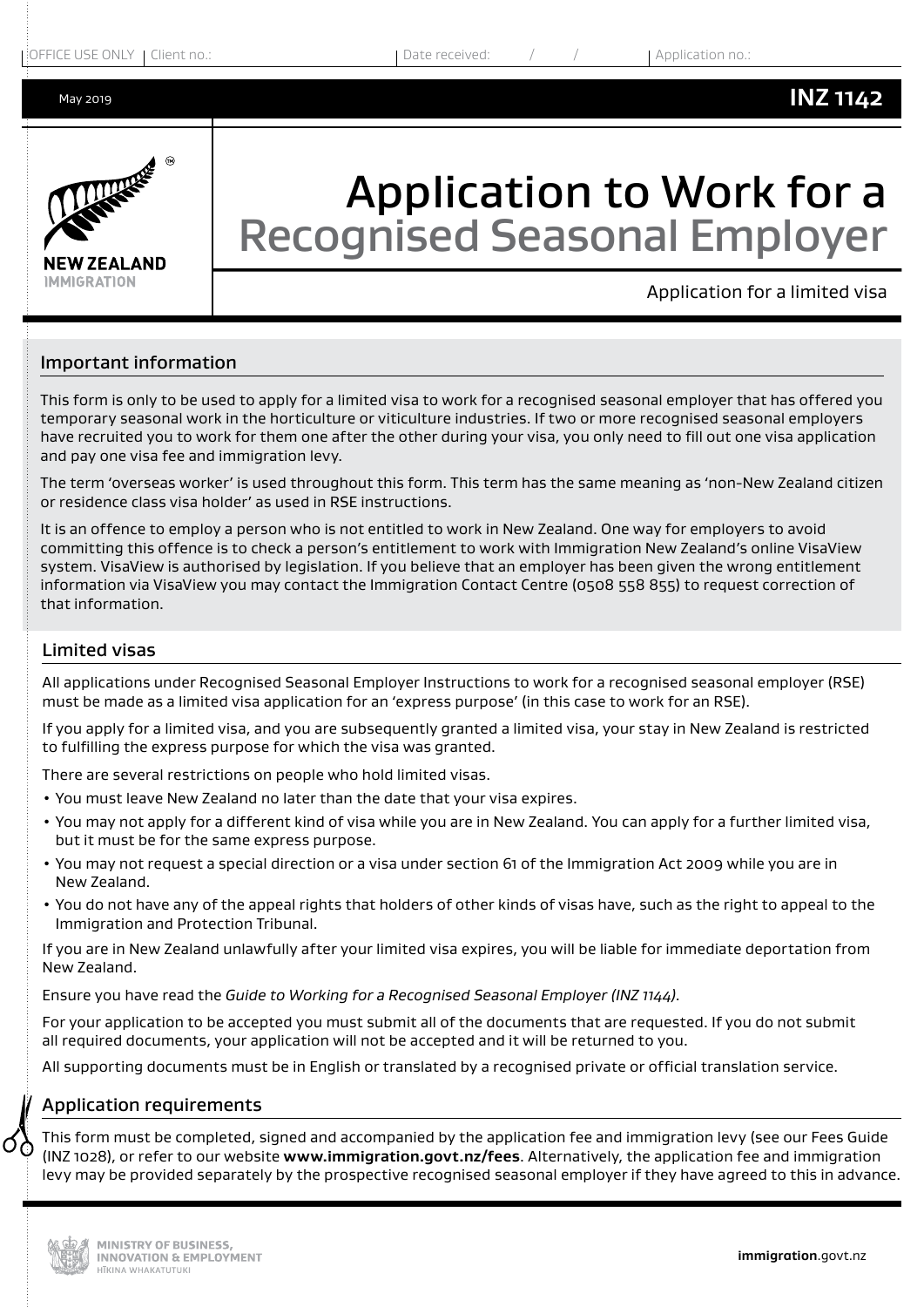OFFICE USE ONLY | Client no.: | Date received: / / | Application no.:

May 2019

**INZ 1142**

NEW ZEALAND IMMIGRATION

# Application to Work for a Recognised Seasonal Employer

Application for a limited visa

## Important information

This form is only to be used to apply for a limited visa to work for a recognised seasonal employer that has offered you temporary seasonal work in the horticulture or viticulture industries. If two or more recognised seasonal employers have recruited you to work for them one after the other during your visa, you only need to fill out one visa application and pay one visa fee and immigration levy.

The term 'overseas worker' is used throughout this form. This term has the same meaning as 'non-New Zealand citizen or residence class visa holder' as used in RSE instructions.

It is an offence to employ a person who is not entitled to work in New Zealand. One way for employers to avoid committing this offence is to check a person's entitlement to work with Immigration New Zealand's online VisaView system. VisaView is authorised by legislation. If you believe that an employer has been given the wrong entitlement information via VisaView you may contact the Immigration Contact Centre (0508 558 855) to request correction of that information.

## Limited visas

All applications under Recognised Seasonal Employer Instructions to work for a recognised seasonal employer (RSE) must be made as a limited visa application for an 'express purpose' (in this case to work for an RSE).

If you apply for a limited visa, and you are subsequently granted a limited visa, your stay in New Zealand is restricted to fulfilling the express purpose for which the visa was granted.

There are several restrictions on people who hold limited visas.

- You must leave New Zealand no later than the date that your visa expires.
- You may not apply for a different kind of visa while you are in New Zealand. You can apply for a further limited visa, but it must be for the same express purpose.
- You may not request a special direction or a visa under section 61 of the Immigration Act 2009 while you are in New Zealand.
- You do not have any of the appeal rights that holders of other kinds of visas have, such as the right to appeal to the Immigration and Protection Tribunal.

If you are in New Zealand unlawfully after your limited visa expires, you will be liable for immediate deportation from New Zealand.

Ensure you have read the *Guide to Working for a Recognised Seasonal Employer (INZ 1144)*.

For your application to be accepted you must submit all of the documents that are requested. If you do not submit all required documents, your application will not be accepted and it will be returned to you.

All supporting documents must be in English or translated by a recognised private or official translation service.

## Application requirements

This form must be completed, signed and accompanied by the application fee and immigration levy (see our Fees Guide (INZ 1028), or refer to our website **www.immigration.govt.nz/fees**. Alternatively, the application fee and immigration levy may be provided separately by the prospective recognised seasonal employer if they have agreed to this in advance.

MINISTRY OF BUSINESS, INNOVATION & EMPLOYMENT
HĪKINA WHAKATUTUKI

**immigration**.govt.nz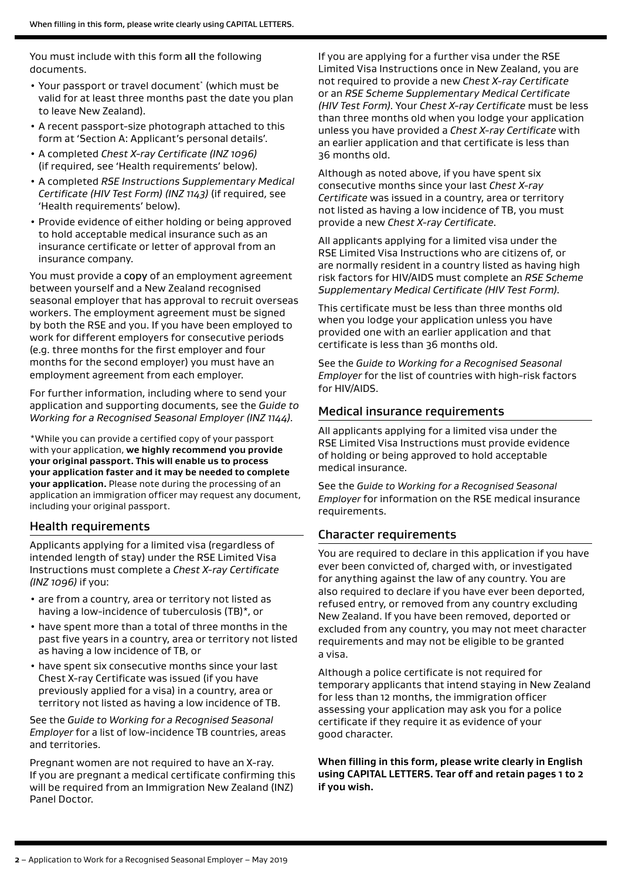You must include with this form **all** the following documents.

- Your passport or travel document* (which must be valid for at least three months past the date you plan to leave New Zealand).
- A recent passport-size photograph attached to this form at 'Section A: Applicant's personal details'.
- A completed *Chest X-ray Certificate (INZ 1096)* (if required, see 'Health requirements' below).
- A completed *RSE Instructions Supplementary Medical Certificate (HIV Test Form) (INZ 1143)* (if required, see 'Health requirements' below).
- Provide evidence of either holding or being approved to hold acceptable medical insurance such as an insurance certificate or letter of approval from an insurance company.

You must provide a **copy** of an employment agreement between yourself and a New Zealand recognised seasonal employer that has approval to recruit overseas workers. The employment agreement must be signed by both the RSE and you. If you have been employed to work for different employers for consecutive periods (e.g. three months for the first employer and four months for the second employer) you must have an employment agreement from each employer.

For further information, including where to send your application and supporting documents, see the *Guide to Working for a Recognised Seasonal Employer (INZ 1144)*.

*While you can provide a certified copy of your passport with your application, **we highly recommend you provide your original passport. This will enable us to process your application faster and it may be needed to complete your application.** Please note during the processing of an application an immigration officer may request any document, including your original passport.

## Health requirements

Applicants applying for a limited visa (regardless of intended length of stay) under the RSE Limited Visa Instructions must complete a *Chest X-ray Certificate (INZ 1096)* if you:

- are from a country, area or territory not listed as having a low-incidence of tuberculosis (TB)*, or
- have spent more than a total of three months in the past five years in a country, area or territory not listed as having a low incidence of TB, or
- have spent six consecutive months since your last Chest X-ray Certificate was issued (if you have previously applied for a visa) in a country, area or territory not listed as having a low incidence of TB.

See the *Guide to Working for a Recognised Seasonal Employer* for a list of low-incidence TB countries, areas and territories.

Pregnant women are not required to have an X-ray. If you are pregnant a medical certificate confirming this will be required from an Immigration New Zealand (INZ) Panel Doctor.

If you are applying for a further visa under the RSE Limited Visa Instructions once in New Zealand, you are not required to provide a new *Chest X-ray Certificate* or an *RSE Scheme Supplementary Medical Certificate (HIV Test Form)*. Your *Chest X-ray Certificate* must be less than three months old when you lodge your application unless you have provided a *Chest X-ray Certificate* with an earlier application and that certificate is less than 36 months old.

Although as noted above, if you have spent six consecutive months since your last *Chest X-ray Certificate* was issued in a country, area or territory not listed as having a low incidence of TB, you must provide a new *Chest X-ray Certificate*.

All applicants applying for a limited visa under the RSE Limited Visa Instructions who are citizens of, or are normally resident in a country listed as having high risk factors for HIV/AIDS must complete an *RSE Scheme Supplementary Medical Certificate (HIV Test Form)*.

This certificate must be less than three months old when you lodge your application unless you have provided one with an earlier application and that certificate is less than 36 months old.

See the *Guide to Working for a Recognised Seasonal Employer* for the list of countries with high-risk factors for HIV/AIDS.

## Medical insurance requirements

All applicants applying for a limited visa under the RSE Limited Visa Instructions must provide evidence of holding or being approved to hold acceptable medical insurance.

See the *Guide to Working for a Recognised Seasonal Employer* for information on the RSE medical insurance requirements.

## Character requirements

You are required to declare in this application if you have ever been convicted of, charged with, or investigated for anything against the law of any country. You are also required to declare if you have ever been deported, refused entry, or removed from any country excluding New Zealand. If you have been removed, deported or excluded from any country, you may not meet character requirements and may not be eligible to be granted a visa.

Although a police certificate is not required for temporary applicants that intend staying in New Zealand for less than 12 months, the immigration officer assessing your application may ask you for a police certificate if they require it as evidence of your good character.

**When filling in this form, please write clearly in English using CAPITAL LETTERS. Tear off and retain pages 1 to 2 if you wish.**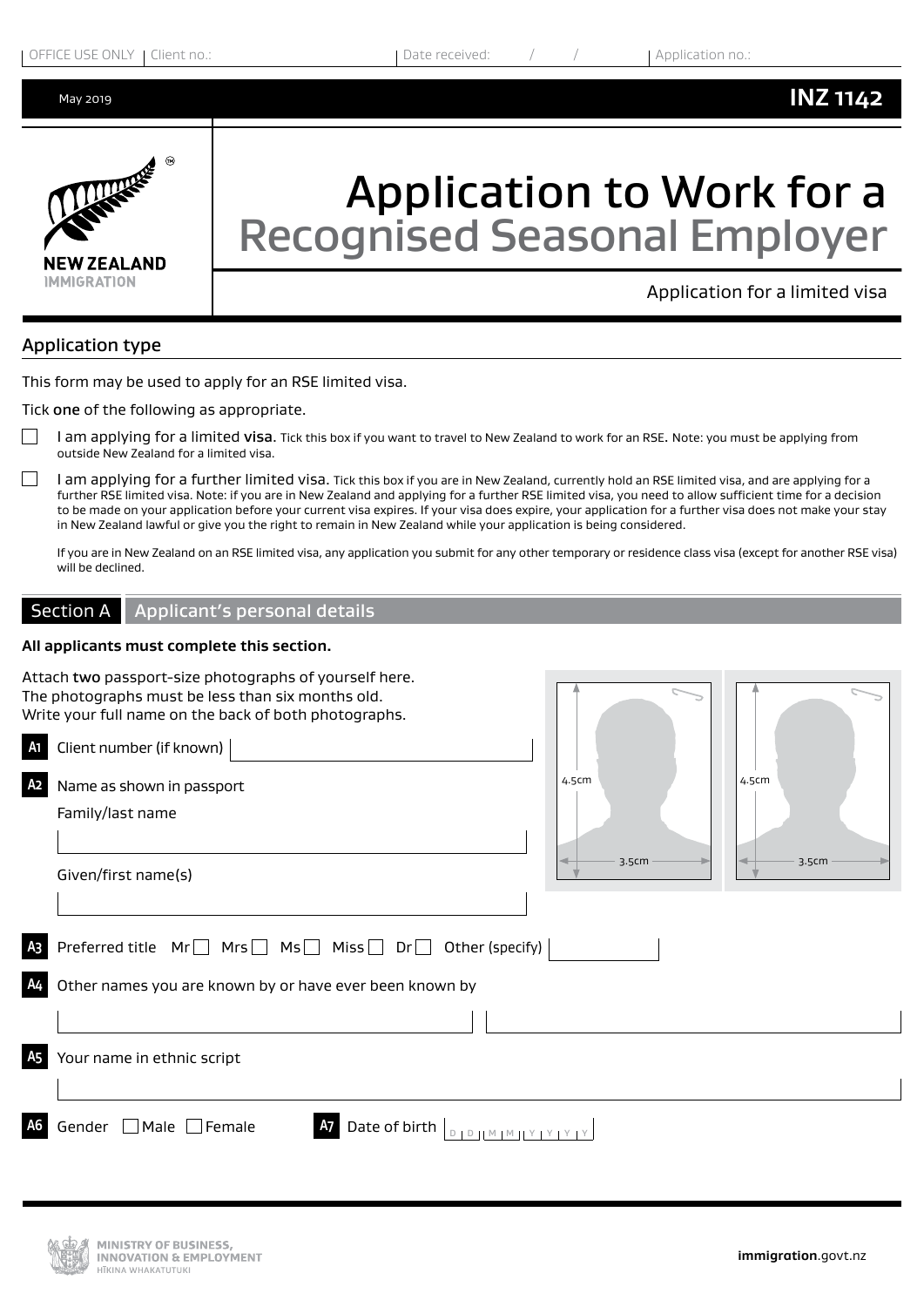OFFICE USE ONLY | Client no.: | Date received: / / | Application no.:

May 2019 **INZ 1142**

# Application to Work for a Recognised Seasonal Employer

Application for a limited visa

## Application type

This form may be used to apply for an RSE limited visa.

Tick one of the following as appropriate.

☐ I am applying for a limited visa. Tick this box if you want to travel to New Zealand to work for an RSE. Note: you must be applying from outside New Zealand for a limited visa.

☐ I am applying for a further limited visa. Tick this box if you are in New Zealand, currently hold an RSE limited visa, and are applying for a further RSE limited visa. Note: if you are in New Zealand and applying for a further RSE limited visa, you need to allow sufficient time for a decision to be made on your application before your current visa expires. If your visa does expire, your application for a further visa does not make your stay in New Zealand lawful or give you the right to remain in New Zealand while your application is being considered.

If you are in New Zealand on an RSE limited visa, any application you submit for any other temporary or residence class visa (except for another RSE visa) will be declined.

## Section A Applicant's personal details

**All applicants must complete this section.**

Attach two passport-size photographs of yourself here.
The photographs must be less than six months old.
Write your full name on the back of both photographs.

(Photo boxes: 4.5cm × 3.5cm)

**A1** Client number (if known) ____________________

**A2** Name as shown in passport

Family/last name ____________________

Given/first name(s) ____________________

**A3** Preferred title Mr ☐ Mrs ☐ Ms ☐ Miss ☐ Dr ☐ Other (specify) __________

**A4** Other names you are known by or have ever been known by

____________________ ____________________

**A5** Your name in ethnic script

____________________

**A6** Gender ☐ Male ☐ Female

**A7** Date of birth D D M M Y Y Y Y

MINISTRY OF BUSINESS, INNOVATION & EMPLOYMENT
HĪKINA WHAKATUTUKI

immigration.govt.nz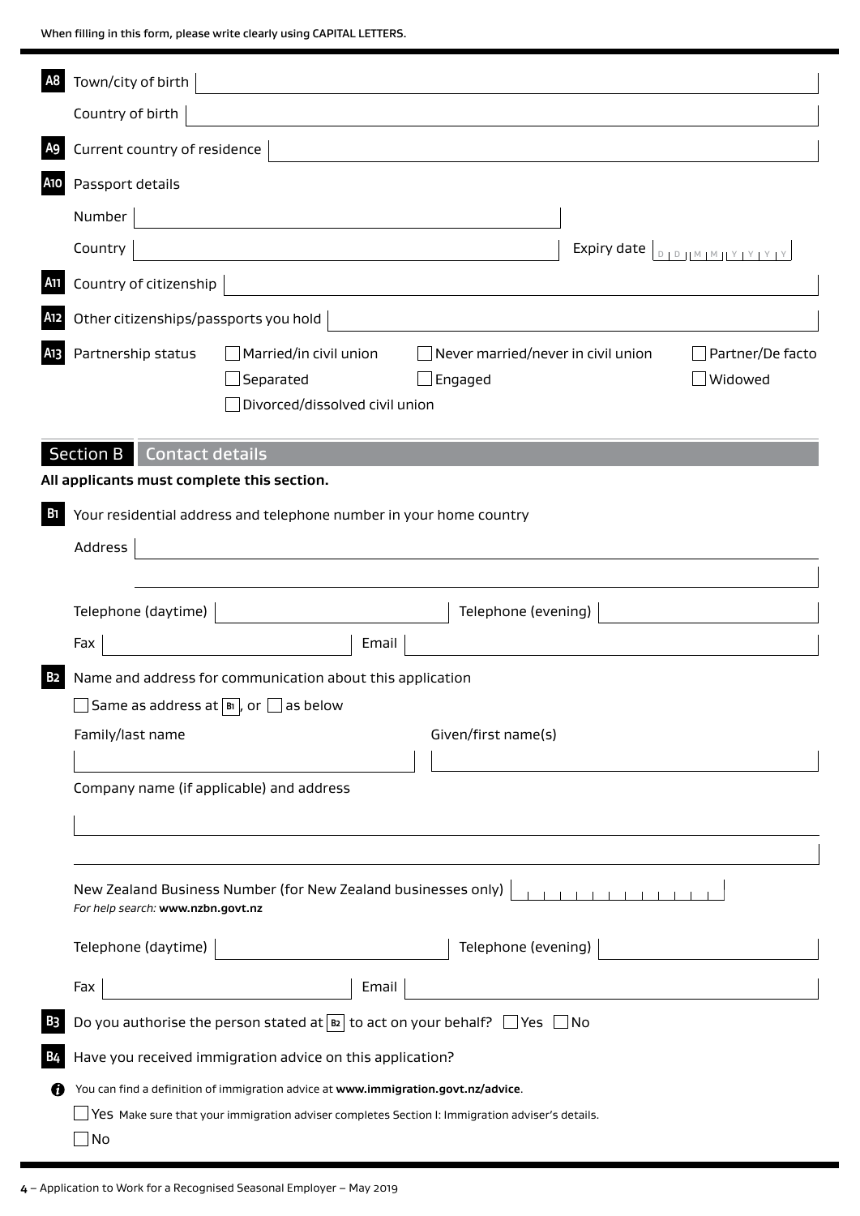When filling in this form, please write clearly using CAPITAL LETTERS.

**A8** Town/city of birth

Country of birth

**A9** Current country of residence

**A10** Passport details

Number

Country

Expiry date DD MM YYYY

**A11** Country of citizenship

**A12** Other citizenships/passports you hold

**A13** Partnership status

- ☐ Married/in civil union
- ☐ Never married/never in civil union
- ☐ Partner/De facto
- ☐ Separated
- ☐ Engaged
- ☐ Widowed
- ☐ Divorced/dissolved civil union

## Section B Contact details

**All applicants must complete this section.**

**B1** Your residential address and telephone number in your home country

Address

Telephone (daytime) Telephone (evening)

Fax Email

**B2** Name and address for communication about this application

☐ Same as address at B1, or ☐ as below

Family/last name Given/first name(s)

Company name (if applicable) and address

New Zealand Business Number (for New Zealand businesses only)

*For help search:* **www.nzbn.govt.nz**

Telephone (daytime) Telephone (evening)

Fax Email

**B3** Do you authorise the person stated at B2 to act on your behalf? ☐ Yes ☐ No

**B4** Have you received immigration advice on this application?

You can find a definition of immigration advice at **www.immigration.govt.nz/advice**.

☐ Yes Make sure that your immigration adviser completes Section I: Immigration adviser's details.

☐ No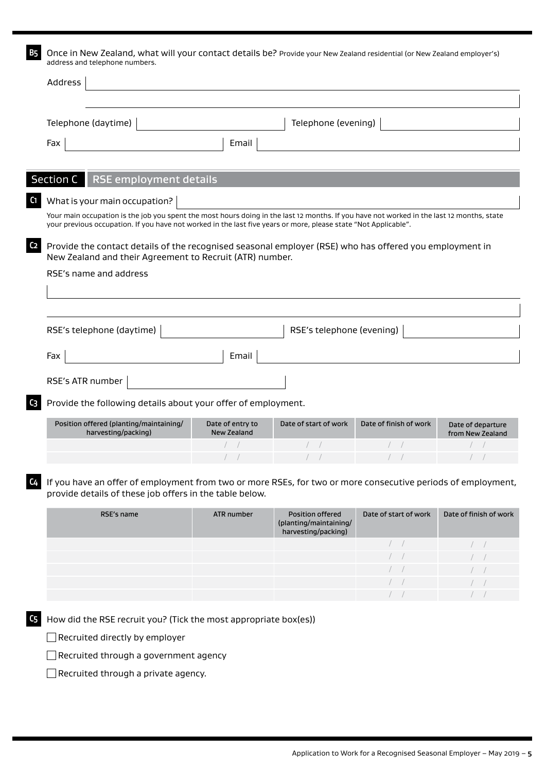**B5** Once in New Zealand, what will your contact details be? Provide your New Zealand residential (or New Zealand employer's) address and telephone numbers.

Address

Telephone (daytime) Telephone (evening)

Fax Email

## Section C RSE employment details

**C1** What is your main occupation?

Your main occupation is the job you spent the most hours doing in the last 12 months. If you have not worked in the last 12 months, state your previous occupation. If you have not worked in the last five years or more, please state "Not Applicable".

**C2** Provide the contact details of the recognised seasonal employer (RSE) who has offered you employment in New Zealand and their Agreement to Recruit (ATR) number.

RSE's name and address

RSE's telephone (daytime) RSE's telephone (evening)

Fax Email

RSE's ATR number

**C3** Provide the following details about your offer of employment.

| Position offered (planting/maintaining/harvesting/packing) | Date of entry to New Zealand | Date of start of work | Date of finish of work | Date of departure from New Zealand |
|---|---|---|---|---|
| | / / | / / | / / | / / |
| | / / | / / | / / | / / |

**C4** If you have an offer of employment from two or more RSEs, for two or more consecutive periods of employment, provide details of these job offers in the table below.

| RSE's name | ATR number | Position offered (planting/maintaining/harvesting/packing) | Date of start of work | Date of finish of work |
|---|---|---|---|---|
| | | | / / | / / |
| | | | / / | / / |
| | | | / / | / / |
| | | | / / | / / |
| | | | / / | / / |

**C5** How did the RSE recruit you? (Tick the most appropriate box(es))

☐ Recruited directly by employer

☐ Recruited through a government agency

☐ Recruited through a private agency.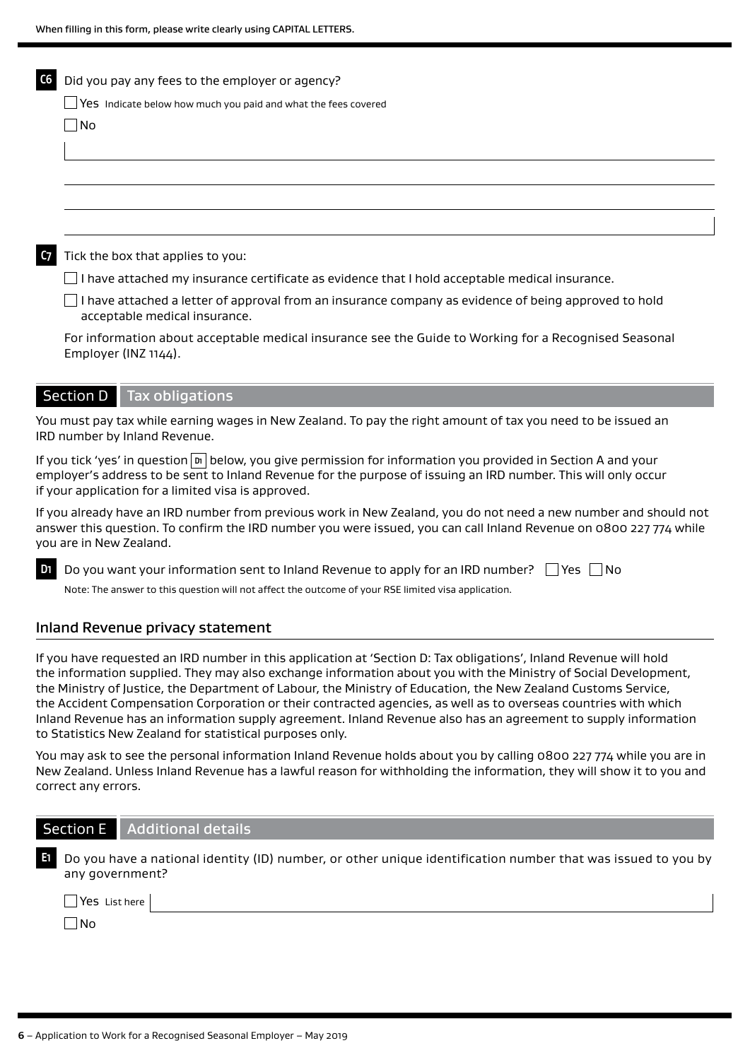When filling in this form, please write clearly using CAPITAL LETTERS.

**C6** Did you pay any fees to the employer or agency?

☐ Yes Indicate below how much you paid and what the fees covered

☐ No

**C7** Tick the box that applies to you:

☐ I have attached my insurance certificate as evidence that I hold acceptable medical insurance.

☐ I have attached a letter of approval from an insurance company as evidence of being approved to hold acceptable medical insurance.

For information about acceptable medical insurance see the Guide to Working for a Recognised Seasonal Employer (INZ 1144).

## Section D Tax obligations

You must pay tax while earning wages in New Zealand. To pay the right amount of tax you need to be issued an IRD number by Inland Revenue.

If you tick 'yes' in question D1 below, you give permission for information you provided in Section A and your employer's address to be sent to Inland Revenue for the purpose of issuing an IRD number. This will only occur if your application for a limited visa is approved.

If you already have an IRD number from previous work in New Zealand, you do not need a new number and should not answer this question. To confirm the IRD number you were issued, you can call Inland Revenue on 0800 227 774 while you are in New Zealand.

**D1** Do you want your information sent to Inland Revenue to apply for an IRD number? ☐ Yes ☐ No

Note: The answer to this question will not affect the outcome of your RSE limited visa application.

### Inland Revenue privacy statement

If you have requested an IRD number in this application at 'Section D: Tax obligations', Inland Revenue will hold the information supplied. They may also exchange information about you with the Ministry of Social Development, the Ministry of Justice, the Department of Labour, the Ministry of Education, the New Zealand Customs Service, the Accident Compensation Corporation or their contracted agencies, as well as to overseas countries with which Inland Revenue has an information supply agreement. Inland Revenue also has an agreement to supply information to Statistics New Zealand for statistical purposes only.

You may ask to see the personal information Inland Revenue holds about you by calling 0800 227 774 while you are in New Zealand. Unless Inland Revenue has a lawful reason for withholding the information, they will show it to you and correct any errors.

## Section E Additional details

**E1** Do you have a national identity (ID) number, or other unique identification number that was issued to you by any government?

☐ Yes List here

☐ No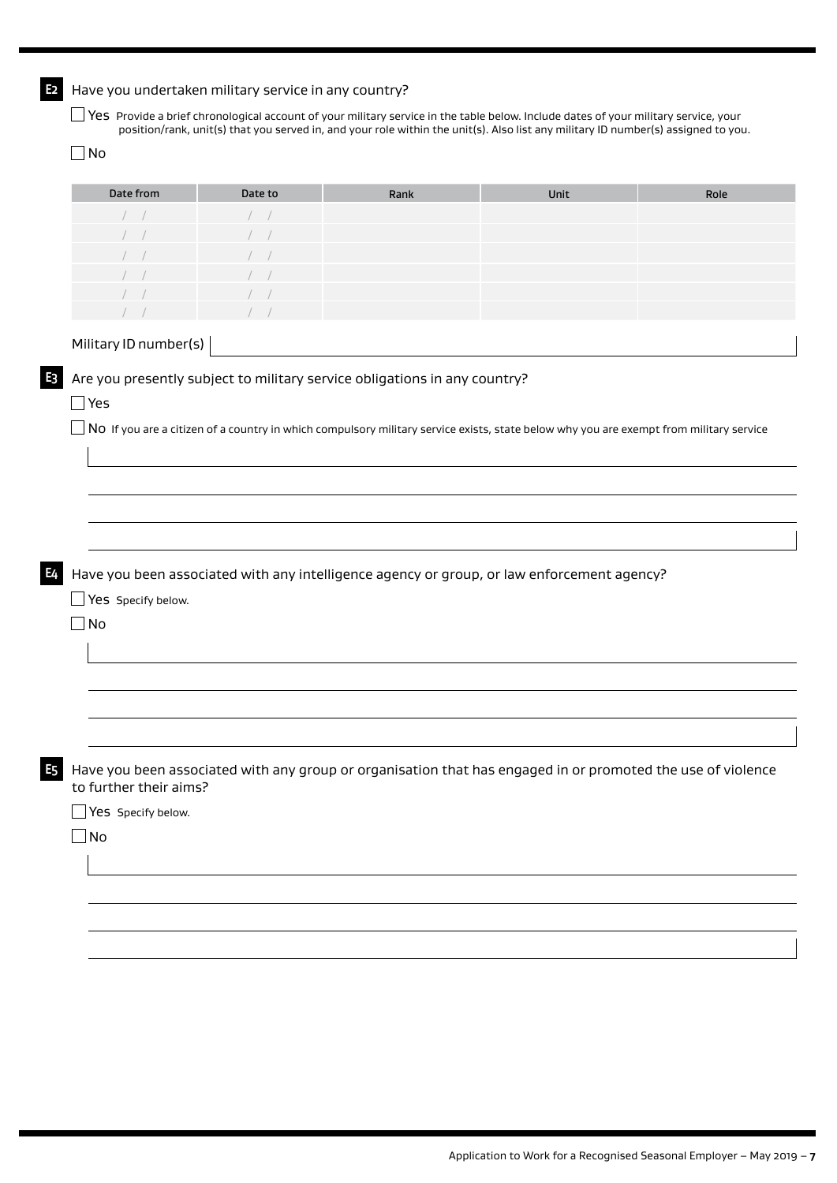**E2** Have you undertaken military service in any country?

☐ Yes Provide a brief chronological account of your military service in the table below. Include dates of your military service, your position/rank, unit(s) that you served in, and your role within the unit(s). Also list any military ID number(s) assigned to you.

☐ No

| Date from | Date to | Rank | Unit | Role |
|---|---|---|---|---|
| / / | / / | | | |
| / / | / / | | | |
| / / | / / | | | |
| / / | / / | | | |
| / / | / / | | | |
| / / | / / | | | |

Military ID number(s)

**E3** Are you presently subject to military service obligations in any country?

☐ Yes

☐ No If you are a citizen of a country in which compulsory military service exists, state below why you are exempt from military service

**E4** Have you been associated with any intelligence agency or group, or law enforcement agency?

☐ Yes Specify below.

☐ No

**E5** Have you been associated with any group or organisation that has engaged in or promoted the use of violence to further their aims?

☐ Yes Specify below.

☐ No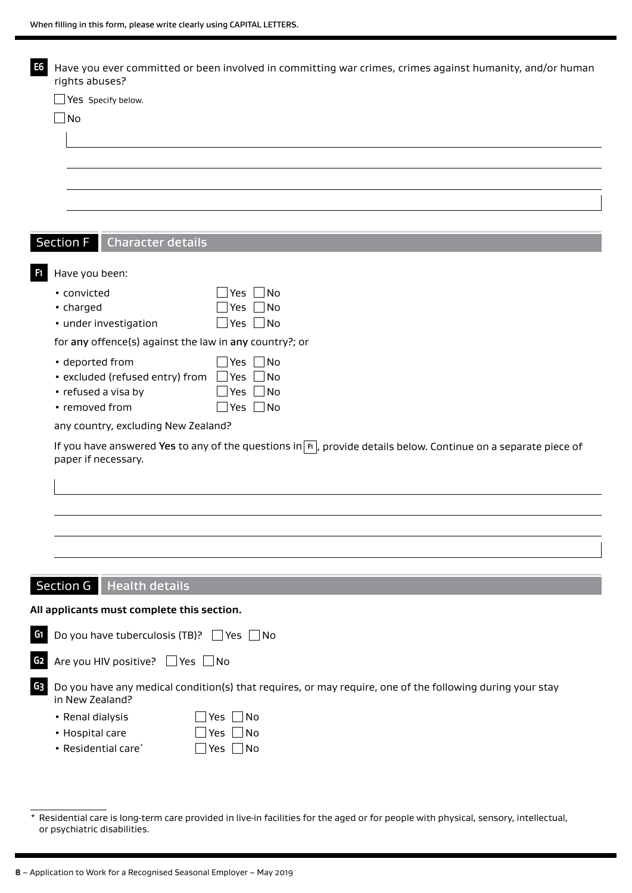When filling in this form, please write clearly using CAPITAL LETTERS.

**E6** Have you ever committed or been involved in committing war crimes, crimes against humanity, and/or human rights abuses?

☐ Yes Specify below.

☐ No

## Section F Character details

**F1** Have you been:

- convicted ☐ Yes ☐ No
- charged ☐ Yes ☐ No
- under investigation ☐ Yes ☐ No

for **any** offence(s) against the law in **any** country?; or

- deported from ☐ Yes ☐ No
- excluded (refused entry) from ☐ Yes ☐ No
- refused a visa by ☐ Yes ☐ No
- removed from ☐ Yes ☐ No

any country, excluding New Zealand?

If you have answered **Yes** to any of the questions in F1, provide details below. Continue on a separate piece of paper if necessary.

## Section G Health details

**All applicants must complete this section.**

**G1** Do you have tuberculosis (TB)? ☐ Yes ☐ No

**G2** Are you HIV positive? ☐ Yes ☐ No

**G3** Do you have any medical condition(s) that requires, or may require, one of the following during your stay in New Zealand?

- Renal dialysis ☐ Yes ☐ No
- Hospital care ☐ Yes ☐ No
- Residential care* ☐ Yes ☐ No

\* Residential care is long-term care provided in live-in facilities for the aged or for people with physical, sensory, intellectual, or psychiatric disabilities.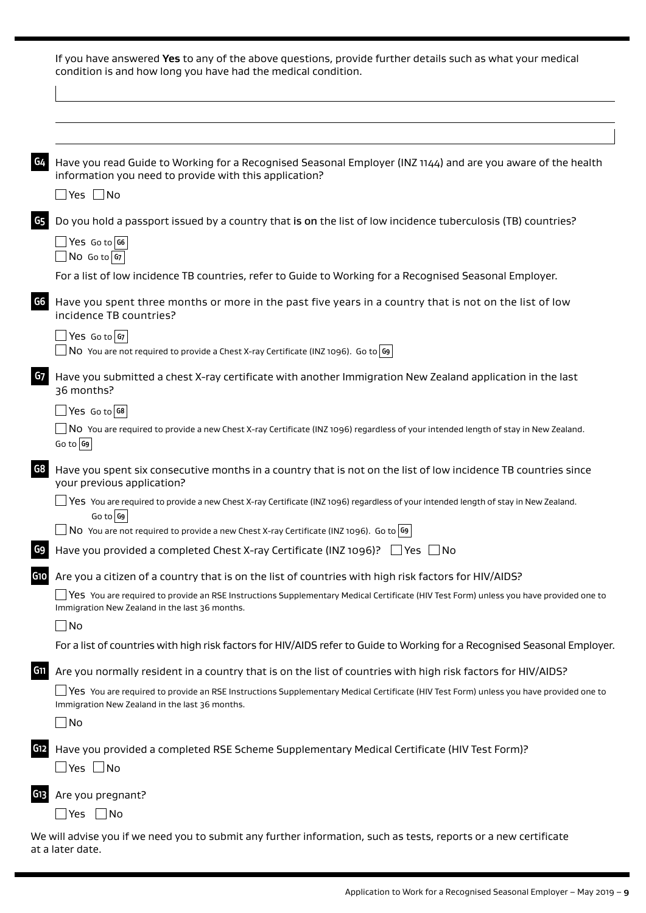If you have answered **Yes** to any of the above questions, provide further details such as what your medical condition is and how long you have had the medical condition.

**G4** Have you read Guide to Working for a Recognised Seasonal Employer (INZ 1144) and are you aware of the health information you need to provide with this application?

☐ Yes ☐ No

**G5** Do you hold a passport issued by a country that **is on** the list of low incidence tuberculosis (TB) countries?

☐ Yes Go to **G6**
☐ No Go to **G7**

For a list of low incidence TB countries, refer to Guide to Working for a Recognised Seasonal Employer.

**G6** Have you spent three months or more in the past five years in a country that is not on the list of low incidence TB countries?

☐ Yes Go to **G7**
☐ No You are not required to provide a Chest X-ray Certificate (INZ 1096). Go to **G9**

**G7** Have you submitted a chest X-ray certificate with another Immigration New Zealand application in the last 36 months?

☐ Yes Go to **G8**
☐ No You are required to provide a new Chest X-ray Certificate (INZ 1096) regardless of your intended length of stay in New Zealand. Go to **G9**

**G8** Have you spent six consecutive months in a country that is not on the list of low incidence TB countries since your previous application?

☐ Yes You are required to provide a new Chest X-ray Certificate (INZ 1096) regardless of your intended length of stay in New Zealand. Go to **G9**
☐ No You are not required to provide a new Chest X-ray Certificate (INZ 1096). Go to **G9**

**G9** Have you provided a completed Chest X-ray Certificate (INZ 1096)? ☐ Yes ☐ No

**G10** Are you a citizen of a country that is on the list of countries with high risk factors for HIV/AIDS?

☐ Yes You are required to provide an RSE Instructions Supplementary Medical Certificate (HIV Test Form) unless you have provided one to Immigration New Zealand in the last 36 months.
☐ No

For a list of countries with high risk factors for HIV/AIDS refer to Guide to Working for a Recognised Seasonal Employer.

**G11** Are you normally resident in a country that is on the list of countries with high risk factors for HIV/AIDS?

☐ Yes You are required to provide an RSE Instructions Supplementary Medical Certificate (HIV Test Form) unless you have provided one to Immigration New Zealand in the last 36 months.
☐ No

**G12** Have you provided a completed RSE Scheme Supplementary Medical Certificate (HIV Test Form)?

☐ Yes ☐ No

**G13** Are you pregnant?

☐ Yes ☐ No

We will advise you if we need you to submit any further information, such as tests, reports or a new certificate at a later date.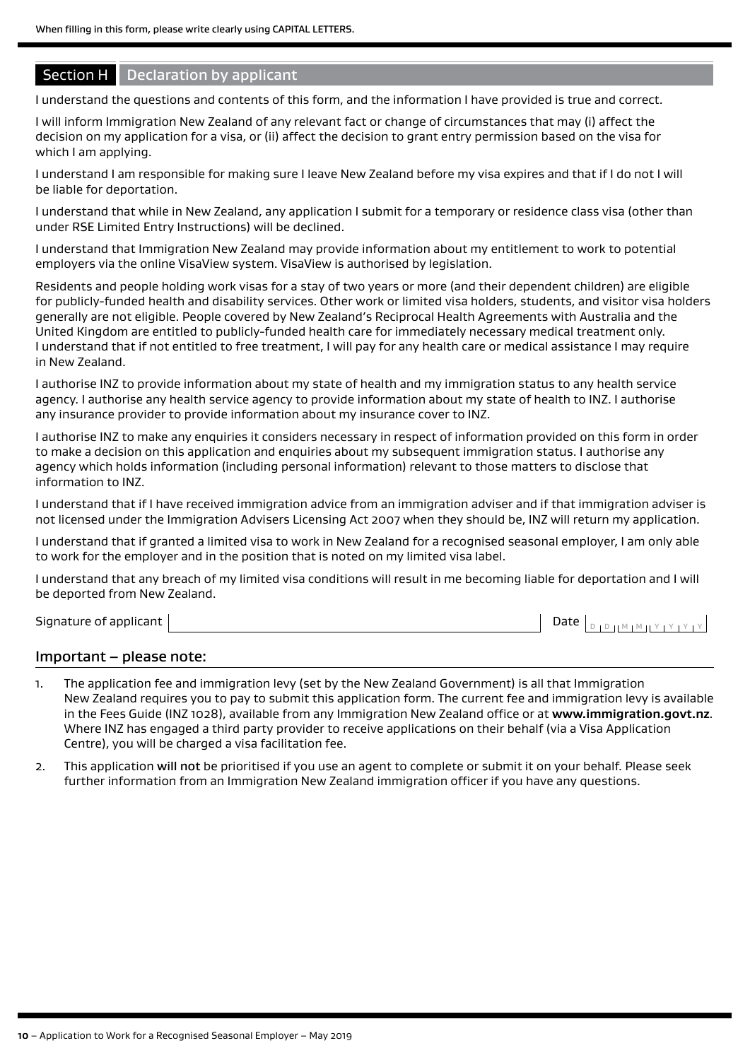When filling in this form, please write clearly using CAPITAL LETTERS.

## Section H Declaration by applicant

I understand the questions and contents of this form, and the information I have provided is true and correct.

I will inform Immigration New Zealand of any relevant fact or change of circumstances that may (i) affect the decision on my application for a visa, or (ii) affect the decision to grant entry permission based on the visa for which I am applying.

I understand I am responsible for making sure I leave New Zealand before my visa expires and that if I do not I will be liable for deportation.

I understand that while in New Zealand, any application I submit for a temporary or residence class visa (other than under RSE Limited Entry Instructions) will be declined.

I understand that Immigration New Zealand may provide information about my entitlement to work to potential employers via the online VisaView system. VisaView is authorised by legislation.

Residents and people holding work visas for a stay of two years or more (and their dependent children) are eligible for publicly-funded health and disability services. Other work or limited visa holders, students, and visitor visa holders generally are not eligible. People covered by New Zealand's Reciprocal Health Agreements with Australia and the United Kingdom are entitled to publicly-funded health care for immediately necessary medical treatment only. I understand that if not entitled to free treatment, I will pay for any health care or medical assistance I may require in New Zealand.

I authorise INZ to provide information about my state of health and my immigration status to any health service agency. I authorise any health service agency to provide information about my state of health to INZ. I authorise any insurance provider to provide information about my insurance cover to INZ.

I authorise INZ to make any enquiries it considers necessary in respect of information provided on this form in order to make a decision on this application and enquiries about my subsequent immigration status. I authorise any agency which holds information (including personal information) relevant to those matters to disclose that information to INZ.

I understand that if I have received immigration advice from an immigration adviser and if that immigration adviser is not licensed under the Immigration Advisers Licensing Act 2007 when they should be, INZ will return my application.

I understand that if granted a limited visa to work in New Zealand for a recognised seasonal employer, I am only able to work for the employer and in the position that is noted on my limited visa label.

I understand that any breach of my limited visa conditions will result in me becoming liable for deportation and I will be deported from New Zealand.

Signature of applicant ______________________ Date D D M M Y Y Y Y

## Important – please note:

1. The application fee and immigration levy (set by the New Zealand Government) is all that Immigration New Zealand requires you to pay to submit this application form. The current fee and immigration levy is available in the Fees Guide (INZ 1028), available from any Immigration New Zealand office or at **www.immigration.govt.nz**. Where INZ has engaged a third party provider to receive applications on their behalf (via a Visa Application Centre), you will be charged a visa facilitation fee.
2. This application will not be prioritised if you use an agent to complete or submit it on your behalf. Please seek further information from an Immigration New Zealand immigration officer if you have any questions.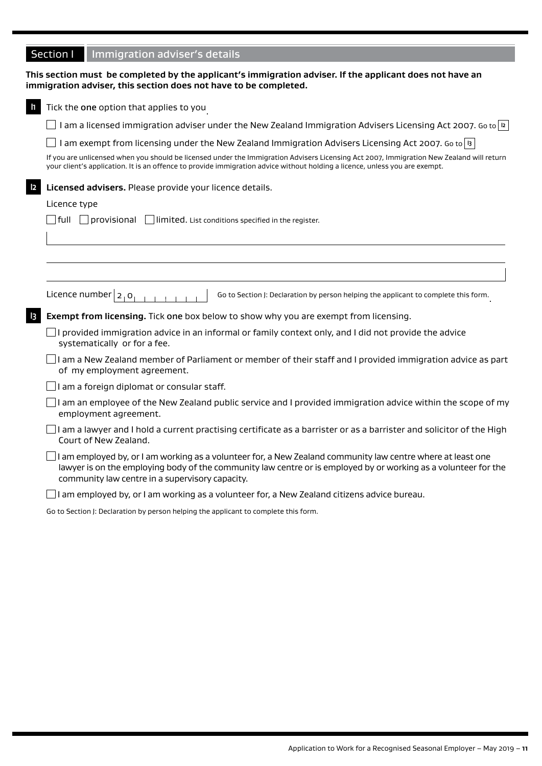## Section I Immigration adviser's details

**This section must be completed by the applicant's immigration adviser. If the applicant does not have an immigration adviser, this section does not have to be completed.**

**I1** Tick the **one** option that applies to you

☐ I am a licensed immigration adviser under the New Zealand Immigration Advisers Licensing Act 2007. Go to I2

☐ I am exempt from licensing under the New Zealand Immigration Advisers Licensing Act 2007. Go to I3

If you are unlicensed when you should be licensed under the Immigration Advisers Licensing Act 2007, Immigration New Zealand will return your client's application. It is an offence to provide immigration advice without holding a licence, unless you are exempt.

**I2** **Licensed advisers.** Please provide your licence details.

Licence type

☐ full ☐ provisional ☐ limited. List conditions specified in the register.

_______________________________________________

_______________________________________________

_______________________________________________

Licence number 2 0 _ _ _ _ _ _ _ Go to Section J: Declaration by person helping the applicant to complete this form.

**I3** **Exempt from licensing.** Tick **one** box below to show why you are exempt from licensing.

☐ I provided immigration advice in an informal or family context only, and I did not provide the advice systematically or for a fee.

☐ I am a New Zealand member of Parliament or member of their staff and I provided immigration advice as part of my employment agreement.

☐ I am a foreign diplomat or consular staff.

☐ I am an employee of the New Zealand public service and I provided immigration advice within the scope of my employment agreement.

☐ I am a lawyer and I hold a current practising certificate as a barrister or as a barrister and solicitor of the High Court of New Zealand.

☐ I am employed by, or I am working as a volunteer for, a New Zealand community law centre where at least one lawyer is on the employing body of the community law centre or is employed by or working as a volunteer for the community law centre in a supervisory capacity.

☐ I am employed by, or I am working as a volunteer for, a New Zealand citizens advice bureau.

Go to Section J: Declaration by person helping the applicant to complete this form.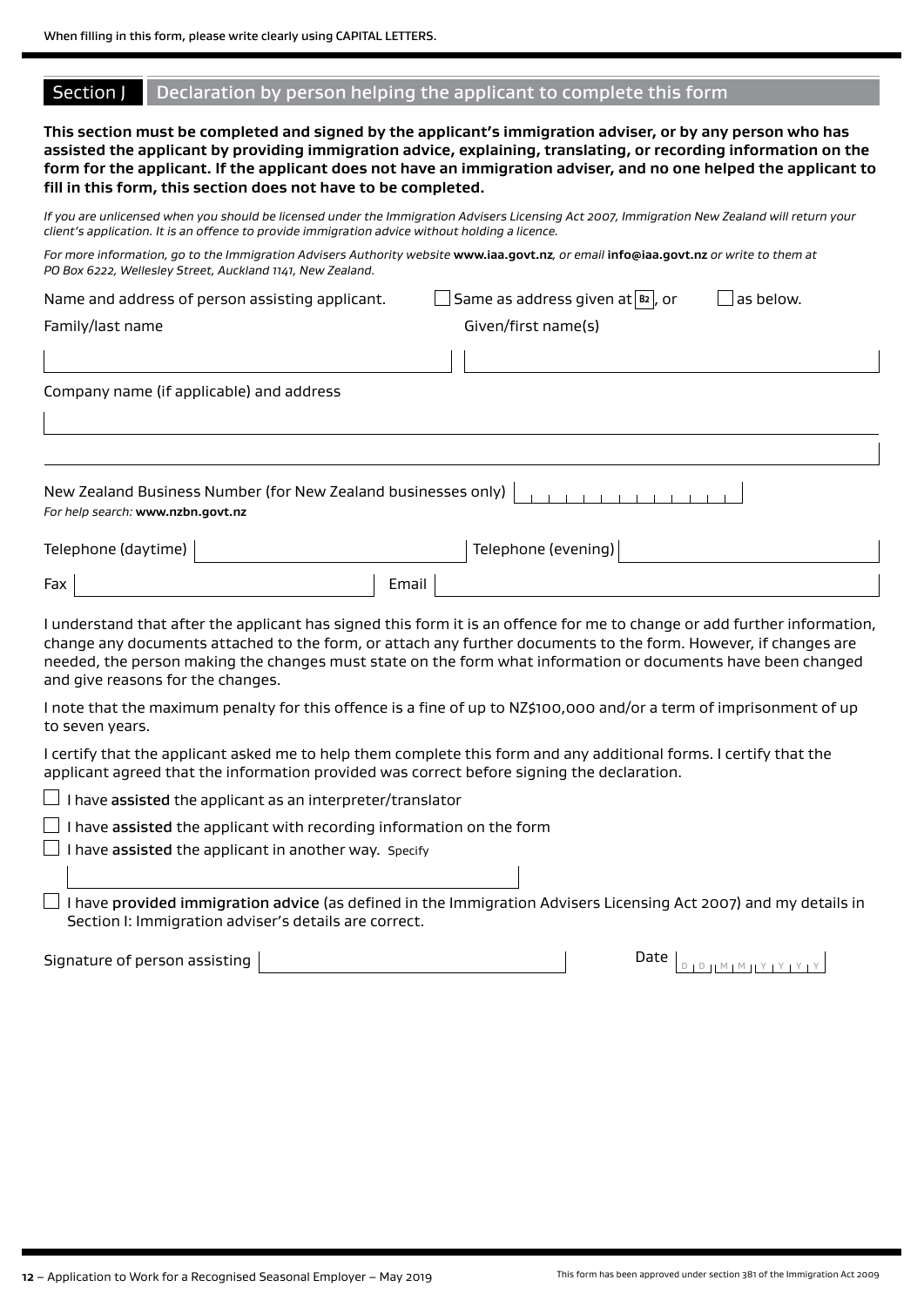When filling in this form, please write clearly using CAPITAL LETTERS.

## Section J Declaration by person helping the applicant to complete this form

**This section must be completed and signed by the applicant's immigration adviser, or by any person who has assisted the applicant by providing immigration advice, explaining, translating, or recording information on the form for the applicant. If the applicant does not have an immigration adviser, and no one helped the applicant to fill in this form, this section does not have to be completed.**

*If you are unlicensed when you should be licensed under the Immigration Advisers Licensing Act 2007, Immigration New Zealand will return your client's application. It is an offence to provide immigration advice without holding a licence.*

*For more information, go to the Immigration Advisers Authority website* **www.iaa.govt.nz***, or email* **info@iaa.govt.nz** *or write to them at PO Box 6222, Wellesley Street, Auckland 1141, New Zealand.*

Name and address of person assisting applicant. ☐ Same as address given at B2, or ☐ as below.

Family/last name

Given/first name(s)

Company name (if applicable) and address

New Zealand Business Number (for New Zealand businesses only)

*For help search:* **www.nzbn.govt.nz**

Telephone (daytime)

Telephone (evening)

Fax

Email

I understand that after the applicant has signed this form it is an offence for me to change or add further information, change any documents attached to the form, or attach any further documents to the form. However, if changes are needed, the person making the changes must state on the form what information or documents have been changed and give reasons for the changes.

I note that the maximum penalty for this offence is a fine of up to NZ$100,000 and/or a term of imprisonment of up to seven years.

I certify that the applicant asked me to help them complete this form and any additional forms. I certify that the applicant agreed that the information provided was correct before signing the declaration.

☐ I have **assisted** the applicant as an interpreter/translator

☐ I have **assisted** the applicant with recording information on the form

☐ I have **assisted** the applicant in another way. Specify

☐ I have **provided immigration advice** (as defined in the Immigration Advisers Licensing Act 2007) and my details in Section I: Immigration adviser's details are correct.

Signature of person assisting

Date DD MM YYYY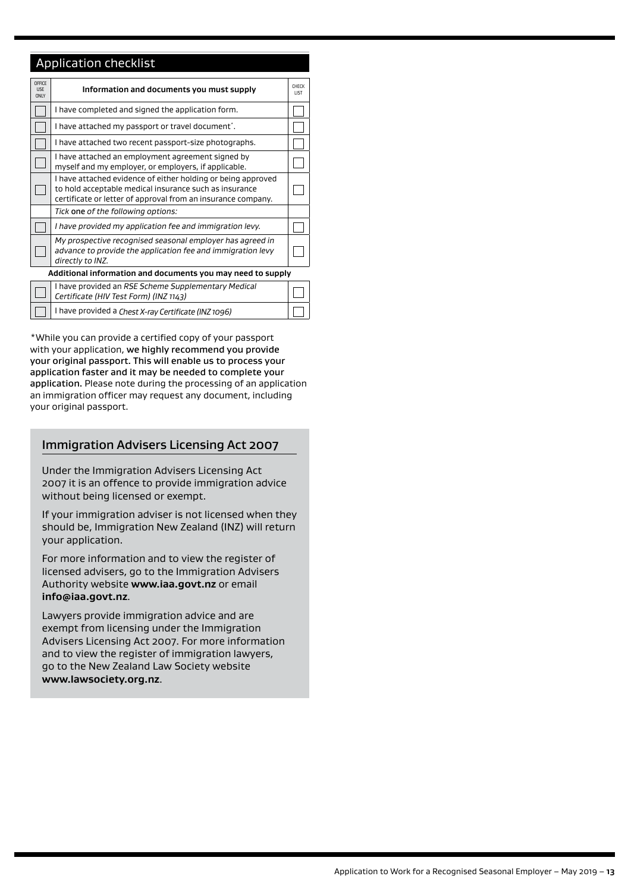## Application checklist

| OFFICE USE ONLY | Information and documents you must supply | CHECK LIST |
|---|---|---|
| ☐ | I have completed and signed the application form. | ☐ |
| ☐ | I have attached my passport or travel document*. | ☐ |
| ☐ | I have attached two recent passport-size photographs. | ☐ |
| ☐ | I have attached an employment agreement signed by myself and my employer, or employers, if applicable. | ☐ |
| ☐ | I have attached evidence of either holding or being approved to hold acceptable medical insurance such as insurance certificate or letter of approval from an insurance company. | ☐ |
| | *Tick* **one** *of the following options:* | |
| ☐ | *I have provided my application fee and immigration levy.* | ☐ |
| ☐ | *My prospective recognised seasonal employer has agreed in advance to provide the application fee and immigration levy directly to INZ.* | ☐ |
| | **Additional information and documents you may need to supply** | |
| ☐ | I have provided an *RSE Scheme Supplementary Medical Certificate (HIV Test Form) (INZ 1143)* | ☐ |
| ☐ | I have provided a *Chest X-ray Certificate (INZ 1096)* | ☐ |

*While you can provide a certified copy of your passport with your application, **we highly recommend you provide your original passport. This will enable us to process your application faster and it may be needed to complete your application.** Please note during the processing of an application an immigration officer may request any document, including your original passport.

### Immigration Advisers Licensing Act 2007

Under the Immigration Advisers Licensing Act 2007 it is an offence to provide immigration advice without being licensed or exempt.

If your immigration adviser is not licensed when they should be, Immigration New Zealand (INZ) will return your application.

For more information and to view the register of licensed advisers, go to the Immigration Advisers Authority website **www.iaa.govt.nz** or email **info@iaa.govt.nz**.

Lawyers provide immigration advice and are exempt from licensing under the Immigration Advisers Licensing Act 2007. For more information and to view the register of immigration lawyers, go to the New Zealand Law Society website **www.lawsociety.org.nz**.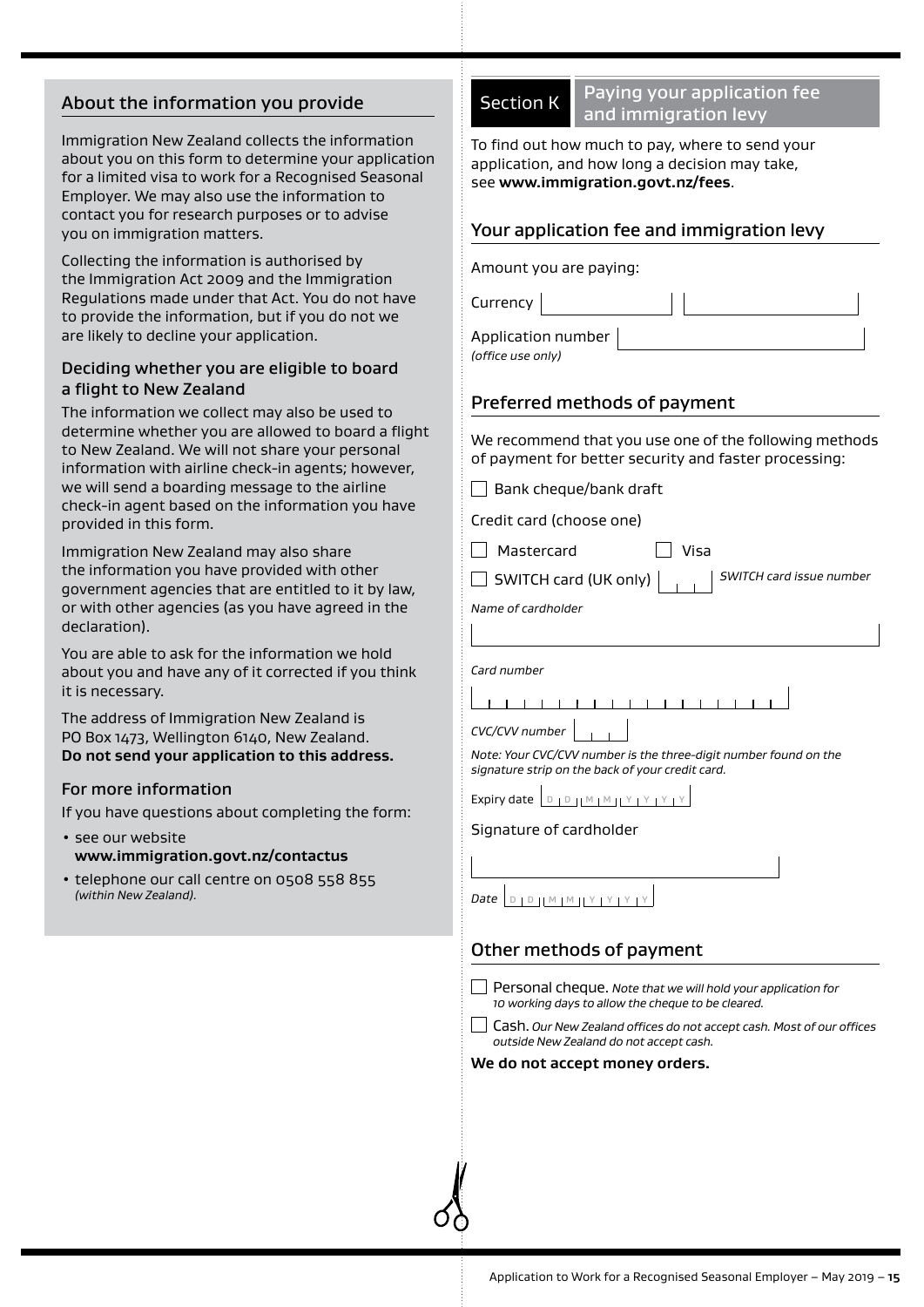## About the information you provide

Immigration New Zealand collects the information about you on this form to determine your application for a limited visa to work for a Recognised Seasonal Employer. We may also use the information to contact you for research purposes or to advise you on immigration matters.

Collecting the information is authorised by the Immigration Act 2009 and the Immigration Regulations made under that Act. You do not have to provide the information, but if you do not we are likely to decline your application.

### Deciding whether you are eligible to board a flight to New Zealand

The information we collect may also be used to determine whether you are allowed to board a flight to New Zealand. We will not share your personal information with airline check-in agents; however, we will send a boarding message to the airline check-in agent based on the information you have provided in this form.

Immigration New Zealand may also share the information you have provided with other government agencies that are entitled to it by law, or with other agencies (as you have agreed in the declaration).

You are able to ask for the information we hold about you and have any of it corrected if you think it is necessary.

The address of Immigration New Zealand is PO Box 1473, Wellington 6140, New Zealand. **Do not send your application to this address.**

### For more information

If you have questions about completing the form:

- see our website **www.immigration.govt.nz/contactus**
- telephone our call centre on 0508 558 855 *(within New Zealand).*

## Section K Paying your application fee and immigration levy

To find out how much to pay, where to send your application, and how long a decision may take, see **www.immigration.govt.nz/fees**.

### Your application fee and immigration levy

Amount you are paying:

Currency [ ] [ ]

Application number [ ]
*(office use only)*

### Preferred methods of payment

We recommend that you use one of the following methods of payment for better security and faster processing:

☐ Bank cheque/bank draft

Credit card (choose one)

☐ Mastercard ☐ Visa

☐ SWITCH card (UK only) [ ] *SWITCH card issue number*

*Name of cardholder*

*Card number*

*CVC/CVV number*

*Note: Your CVC/CVV number is the three-digit number found on the signature strip on the back of your credit card.*

Expiry date D D M M Y Y Y Y

Signature of cardholder

*Date* D D M M Y Y Y Y

### Other methods of payment

☐ Personal cheque. *Note that we will hold your application for 10 working days to allow the cheque to be cleared.*

☐ Cash. *Our New Zealand offices do not accept cash. Most of our offices outside New Zealand do not accept cash.*

**We do not accept money orders.**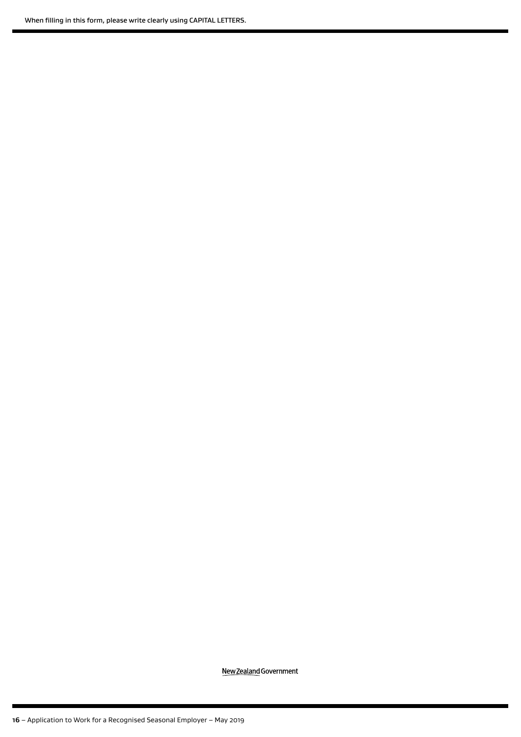New Zealand Government